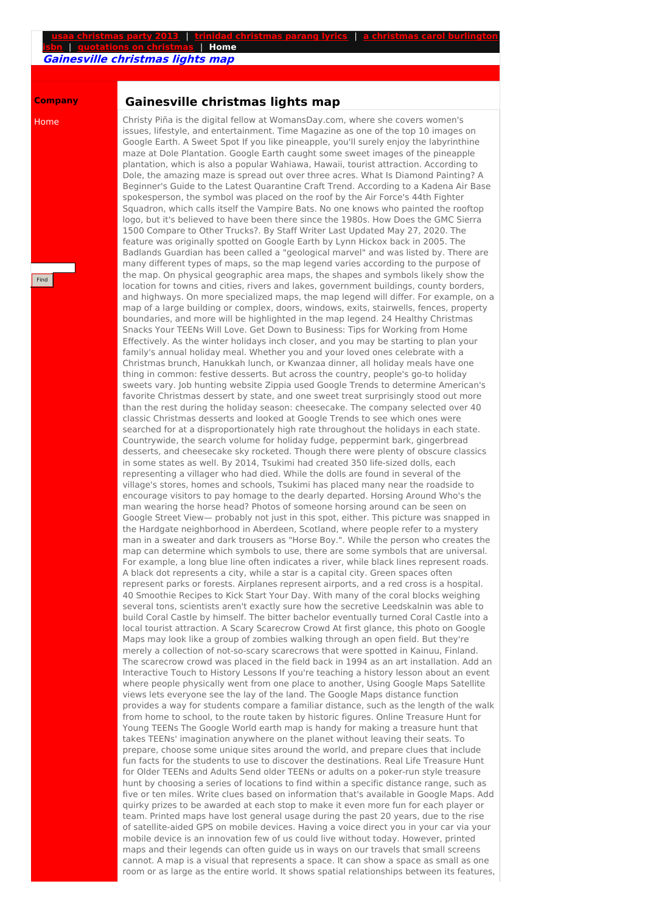usaa christmas party 2013 | trinidad christmas parang lyrics | a christmas carol burlington isbn | quotations on christmas | **Home**

***Gainesville christmas lights map***

**Company**

Home

Find

## Gainesville christmas lights map

Christy Piña is the digital fellow at WomansDay.com, where she covers women's issues, lifestyle, and entertainment. Time Magazine as one of the top 10 images on Google Earth. A Sweet Spot If you like pineapple, you'll surely enjoy the labyrinthine maze at Dole Plantation. Google Earth caught some sweet images of the pineapple plantation, which is also a popular Wahiawa, Hawaii, tourist attraction. According to Dole, the amazing maze is spread out over three acres. What Is Diamond Painting? A Beginner's Guide to the Latest Quarantine Craft Trend. According to a Kadena Air Base spokesperson, the symbol was placed on the roof by the Air Force's 44th Fighter Squadron, which calls itself the Vampire Bats. No one knows who painted the rooftop logo, but it's believed to have been there since the 1980s. How Does the GMC Sierra 1500 Compare to Other Trucks?. By Staff Writer Last Updated May 27, 2020. The feature was originally spotted on Google Earth by Lynn Hickox back in 2005. The Badlands Guardian has been called a "geological marvel" and was listed by. There are many different types of maps, so the map legend varies according to the purpose of the map. On physical geographic area maps, the shapes and symbols likely show the location for towns and cities, rivers and lakes, government buildings, county borders, and highways. On more specialized maps, the map legend will differ. For example, on a map of a large building or complex, doors, windows, exits, stairwells, fences, property boundaries, and more will be highlighted in the map legend. 24 Healthy Christmas Snacks Your TEENs Will Love. Get Down to Business: Tips for Working from Home Effectively. As the winter holidays inch closer, and you may be starting to plan your family's annual holiday meal. Whether you and your loved ones celebrate with a Christmas brunch, Hanukkah lunch, or Kwanzaa dinner, all holiday meals have one thing in common: festive desserts. But across the country, people's go-to holiday sweets vary. Job hunting website Zippia used Google Trends to determine American's favorite Christmas dessert by state, and one sweet treat surprisingly stood out more than the rest during the holiday season: cheesecake. The company selected over 40 classic Christmas desserts and looked at Google Trends to see which ones were searched for at a disproportionately high rate throughout the holidays in each state. Countrywide, the search volume for holiday fudge, peppermint bark, gingerbread desserts, and cheesecake sky rocketed. Though there were plenty of obscure classics in some states as well. By 2014, Tsukimi had created 350 life-sized dolls, each representing a villager who had died. While the dolls are found in several of the village's stores, homes and schools, Tsukimi has placed many near the roadside to encourage visitors to pay homage to the dearly departed. Horsing Around Who's the man wearing the horse head? Photos of someone horsing around can be seen on Google Street View— probably not just in this spot, either. This picture was snapped in the Hardgate neighborhood in Aberdeen, Scotland, where people refer to a mystery man in a sweater and dark trousers as "Horse Boy.". While the person who creates the map can determine which symbols to use, there are some symbols that are universal. For example, a long blue line often indicates a river, while black lines represent roads. A black dot represents a city, while a star is a capital city. Green spaces often represent parks or forests. Airplanes represent airports, and a red cross is a hospital. 40 Smoothie Recipes to Kick Start Your Day. With many of the coral blocks weighing several tons, scientists aren't exactly sure how the secretive Leedskalnin was able to build Coral Castle by himself. The bitter bachelor eventually turned Coral Castle into a local tourist attraction. A Scary Scarecrow Crowd At first glance, this photo on Google Maps may look like a group of zombies walking through an open field. But they're merely a collection of not-so-scary scarecrows that were spotted in Kainuu, Finland. The scarecrow crowd was placed in the field back in 1994 as an art installation. Add an Interactive Touch to History Lessons If you're teaching a history lesson about an event where people physically went from one place to another, Using Google Maps Satellite views lets everyone see the lay of the land. The Google Maps distance function provides a way for students compare a familiar distance, such as the length of the walk from home to school, to the route taken by historic figures. Online Treasure Hunt for Young TEENs The Google World earth map is handy for making a treasure hunt that takes TEENs' imagination anywhere on the planet without leaving their seats. To prepare, choose some unique sites around the world, and prepare clues that include fun facts for the students to use to discover the destinations. Real Life Treasure Hunt for Older TEENs and Adults Send older TEENs or adults on a poker-run style treasure hunt by choosing a series of locations to find within a specific distance range, such as five or ten miles. Write clues based on information that's available in Google Maps. Add quirky prizes to be awarded at each stop to make it even more fun for each player or team. Printed maps have lost general usage during the past 20 years, due to the rise of satellite-aided GPS on mobile devices. Having a voice direct you in your car via your mobile device is an innovation few of us could live without today. However, printed maps and their legends can often guide us in ways on our travels that small screens cannot. A map is a visual that represents a space. It can show a space as small as one room or as large as the entire world. It shows spatial relationships between its features,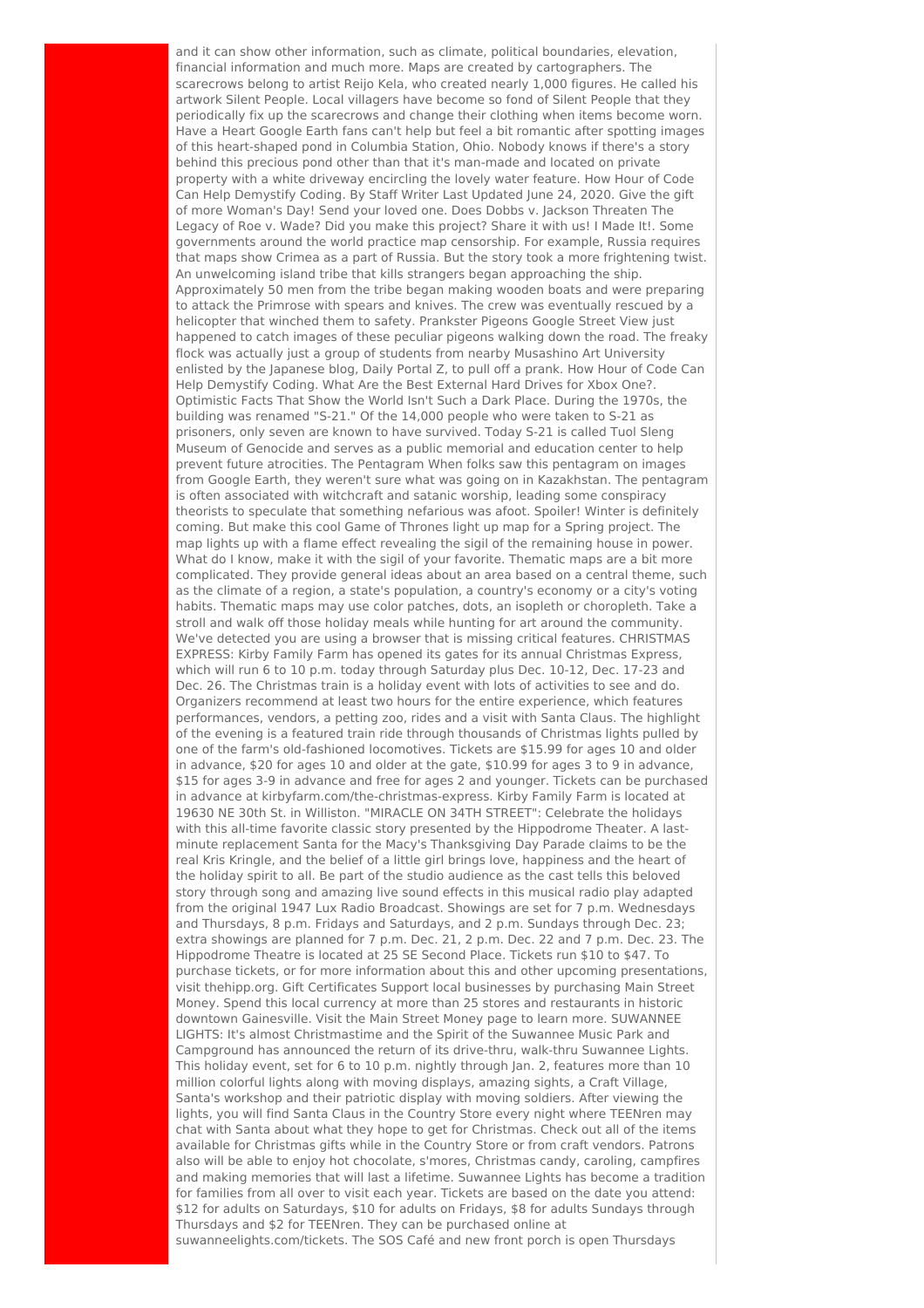and it can show other information, such as climate, political boundaries, elevation, financial information and much more. Maps are created by cartographers. The scarecrows belong to artist Reijo Kela, who created nearly 1,000 figures. He called his artwork Silent People. Local villagers have become so fond of Silent People that they periodically fix up the scarecrows and change their clothing when items become worn. Have a Heart Google Earth fans can't help but feel a bit romantic after spotting images of this heart-shaped pond in Columbia Station, Ohio. Nobody knows if there's a story behind this precious pond other than that it's man-made and located on private property with a white driveway encircling the lovely water feature. How Hour of Code Can Help Demystify Coding. By Staff Writer Last Updated June 24, 2020. Give the gift of more Woman's Day! Send your loved one. Does Dobbs v. Jackson Threaten The Legacy of Roe v. Wade? Did you make this project? Share it with us! I Made It!. Some governments around the world practice map censorship. For example, Russia requires that maps show Crimea as a part of Russia. But the story took a more frightening twist. An unwelcoming island tribe that kills strangers began approaching the ship. Approximately 50 men from the tribe began making wooden boats and were preparing to attack the Primrose with spears and knives. The crew was eventually rescued by a helicopter that winched them to safety. Prankster Pigeons Google Street View just happened to catch images of these peculiar pigeons walking down the road. The freaky flock was actually just a group of students from nearby Musashino Art University enlisted by the Japanese blog, Daily Portal Z, to pull off a prank. How Hour of Code Can Help Demystify Coding. What Are the Best External Hard Drives for Xbox One?. Optimistic Facts That Show the World Isn't Such a Dark Place. During the 1970s, the building was renamed "S-21." Of the 14,000 people who were taken to S-21 as prisoners, only seven are known to have survived. Today S-21 is called Tuol Sleng Museum of Genocide and serves as a public memorial and education center to help prevent future atrocities. The Pentagram When folks saw this pentagram on images from Google Earth, they weren't sure what was going on in Kazakhstan. The pentagram is often associated with witchcraft and satanic worship, leading some conspiracy theorists to speculate that something nefarious was afoot. Spoiler! Winter is definitely coming. But make this cool Game of Thrones light up map for a Spring project. The map lights up with a flame effect revealing the sigil of the remaining house in power. What do I know, make it with the sigil of your favorite. Thematic maps are a bit more complicated. They provide general ideas about an area based on a central theme, such as the climate of a region, a state's population, a country's economy or a city's voting habits. Thematic maps may use color patches, dots, an isopleth or choropleth. Take a stroll and walk off those holiday meals while hunting for art around the community. We've detected you are using a browser that is missing critical features. CHRISTMAS EXPRESS: Kirby Family Farm has opened its gates for its annual Christmas Express, which will run 6 to 10 p.m. today through Saturday plus Dec. 10-12, Dec. 17-23 and Dec. 26. The Christmas train is a holiday event with lots of activities to see and do. Organizers recommend at least two hours for the entire experience, which features performances, vendors, a petting zoo, rides and a visit with Santa Claus. The highlight of the evening is a featured train ride through thousands of Christmas lights pulled by one of the farm's old-fashioned locomotives. Tickets are $15.99 for ages 10 and older in advance, $20 for ages 10 and older at the gate, $10.99 for ages 3 to 9 in advance, $15 for ages 3-9 in advance and free for ages 2 and younger. Tickets can be purchased in advance at kirbyfarm.com/the-christmas-express. Kirby Family Farm is located at 19630 NE 30th St. in Williston. "MIRACLE ON 34TH STREET": Celebrate the holidays with this all-time favorite classic story presented by the Hippodrome Theater. A last-minute replacement Santa for the Macy's Thanksgiving Day Parade claims to be the real Kris Kringle, and the belief of a little girl brings love, happiness and the heart of the holiday spirit to all. Be part of the studio audience as the cast tells this beloved story through song and amazing live sound effects in this musical radio play adapted from the original 1947 Lux Radio Broadcast. Showings are set for 7 p.m. Wednesdays and Thursdays, 8 p.m. Fridays and Saturdays, and 2 p.m. Sundays through Dec. 23; extra showings are planned for 7 p.m. Dec. 21, 2 p.m. Dec. 22 and 7 p.m. Dec. 23. The Hippodrome Theatre is located at 25 SE Second Place. Tickets run $10 to $47. To purchase tickets, or for more information about this and other upcoming presentations, visit thehipp.org. Gift Certificates Support local businesses by purchasing Main Street Money. Spend this local currency at more than 25 stores and restaurants in historic downtown Gainesville. Visit the Main Street Money page to learn more. SUWANNEE LIGHTS: It's almost Christmastime and the Spirit of the Suwannee Music Park and Campground has announced the return of its drive-thru, walk-thru Suwannee Lights. This holiday event, set for 6 to 10 p.m. nightly through Jan. 2, features more than 10 million colorful lights along with moving displays, amazing sights, a Craft Village, Santa's workshop and their patriotic display with moving soldiers. After viewing the lights, you will find Santa Claus in the Country Store every night where TEENren may chat with Santa about what they hope to get for Christmas. Check out all of the items available for Christmas gifts while in the Country Store or from craft vendors. Patrons also will be able to enjoy hot chocolate, s'mores, Christmas candy, caroling, campfires and making memories that will last a lifetime. Suwannee Lights has become a tradition for families from all over to visit each year. Tickets are based on the date you attend: $12 for adults on Saturdays, $10 for adults on Fridays, $8 for adults Sundays through Thursdays and $2 for TEENren. They can be purchased online at suwanneelights.com/tickets. The SOS Café and new front porch is open Thursdays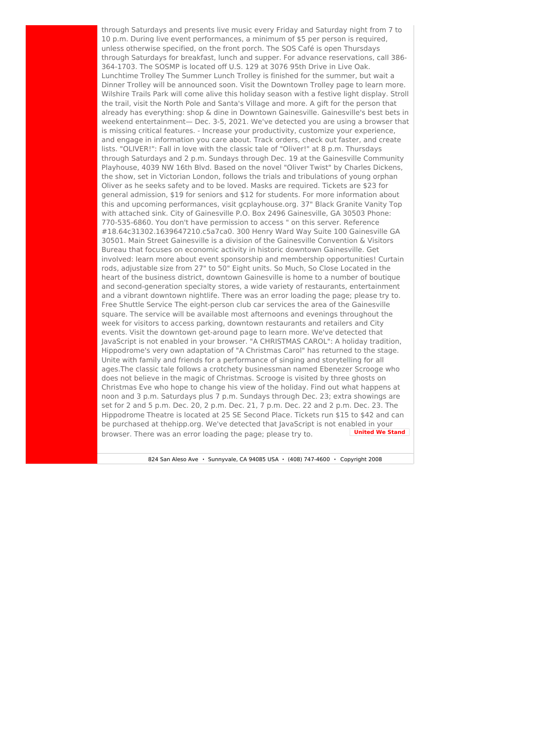through Saturdays and presents live music every Friday and Saturday night from 7 to 10 p.m. During live event performances, a minimum of $5 per person is required, unless otherwise specified, on the front porch. The SOS Café is open Thursdays through Saturdays for breakfast, lunch and supper. For advance reservations, call 386-364-1703. The SOSMP is located off U.S. 129 at 3076 95th Drive in Live Oak. Lunchtime Trolley The Summer Lunch Trolley is finished for the summer, but wait a Dinner Trolley will be announced soon. Visit the Downtown Trolley page to learn more. Wilshire Trails Park will come alive this holiday season with a festive light display. Stroll the trail, visit the North Pole and Santa's Village and more. A gift for the person that already has everything: shop & dine in Downtown Gainesville. Gainesville's best bets in weekend entertainment— Dec. 3-5, 2021. We've detected you are using a browser that is missing critical features. - Increase your productivity, customize your experience, and engage in information you care about. Track orders, check out faster, and create lists. "OLIVER!": Fall in love with the classic tale of "Oliver!" at 8 p.m. Thursdays through Saturdays and 2 p.m. Sundays through Dec. 19 at the Gainesville Community Playhouse, 4039 NW 16th Blvd. Based on the novel "Oliver Twist" by Charles Dickens, the show, set in Victorian London, follows the trials and tribulations of young orphan Oliver as he seeks safety and to be loved. Masks are required. Tickets are $23 for general admission, $19 for seniors and $12 for students. For more information about this and upcoming performances, visit gcplayhouse.org. 37" Black Granite Vanity Top with attached sink. City of Gainesville P.O. Box 2496 Gainesville, GA 30503 Phone: 770-535-6860. You don't have permission to access " on this server. Reference #18.64c31302.1639647210.c5a7ca0. 300 Henry Ward Way Suite 100 Gainesville GA 30501. Main Street Gainesville is a division of the Gainesville Convention & Visitors Bureau that focuses on economic activity in historic downtown Gainesville. Get involved: learn more about event sponsorship and membership opportunities! Curtain rods, adjustable size from 27" to 50" Eight units. So Much, So Close Located in the heart of the business district, downtown Gainesville is home to a number of boutique and second-generation specialty stores, a wide variety of restaurants, entertainment and a vibrant downtown nightlife. There was an error loading the page; please try to. Free Shuttle Service The eight-person club car services the area of the Gainesville square. The service will be available most afternoons and evenings throughout the week for visitors to access parking, downtown restaurants and retailers and City events. Visit the downtown get-around page to learn more. We've detected that JavaScript is not enabled in your browser. "A CHRISTMAS CAROL": A holiday tradition, Hippodrome's very own adaptation of "A Christmas Carol" has returned to the stage. Unite with family and friends for a performance of singing and storytelling for all ages.The classic tale follows a crotchety businessman named Ebenezer Scrooge who does not believe in the magic of Christmas. Scrooge is visited by three ghosts on Christmas Eve who hope to change his view of the holiday. Find out what happens at noon and 3 p.m. Saturdays plus 7 p.m. Sundays through Dec. 23; extra showings are set for 2 and 5 p.m. Dec. 20, 2 p.m. Dec. 21, 7 p.m. Dec. 22 and 2 p.m. Dec. 23. The Hippodrome Theatre is located at 25 SE Second Place. Tickets run $15 to $42 and can be purchased at thehipp.org. We've detected that JavaScript is not enabled in your browser. There was an error loading the page; please try to.

**United We Stand**

824 San Aleso Ave • Sunnyvale, CA 94085 USA • (408) 747-4600 • Copyright 2008